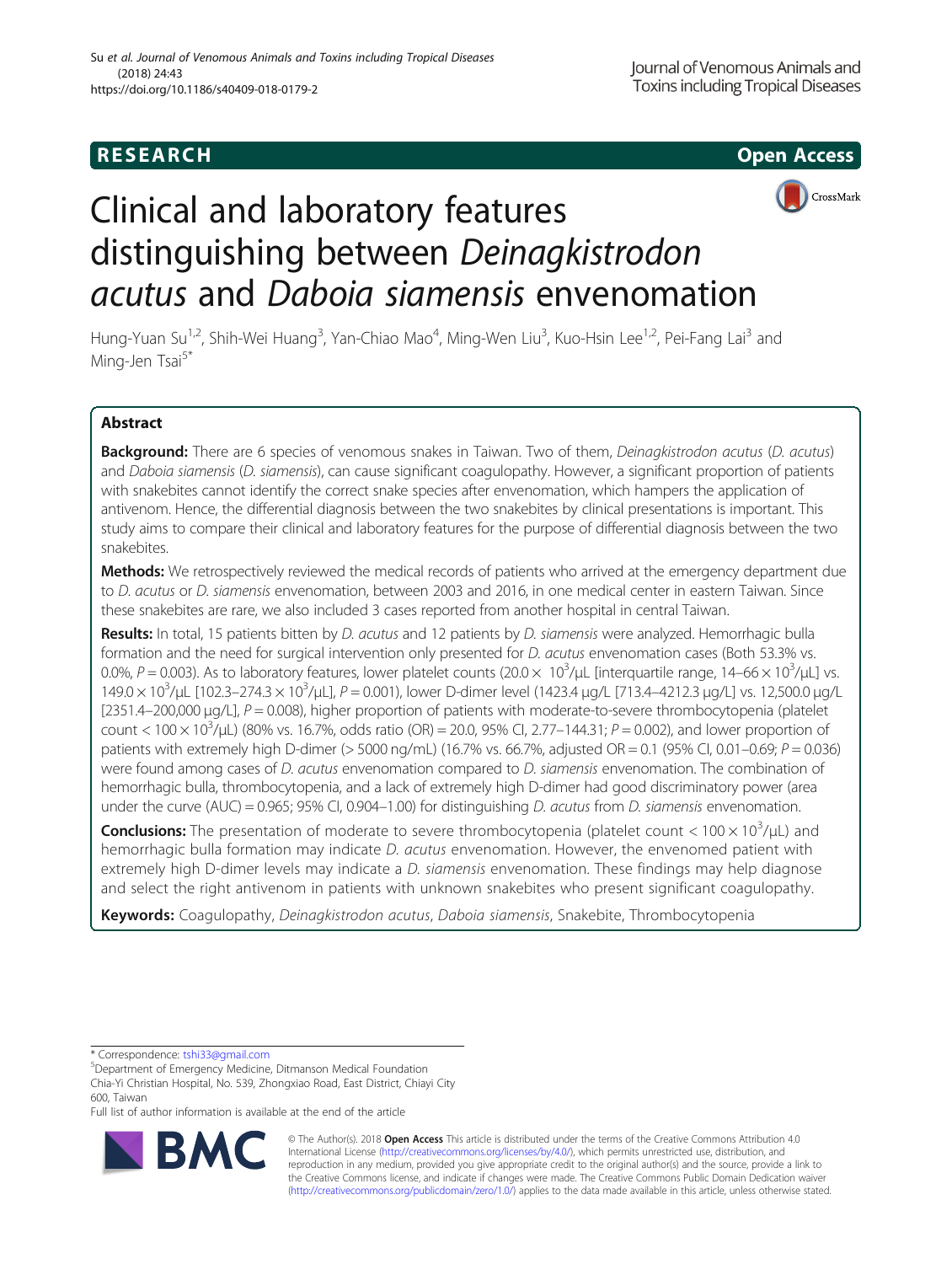RESEARCH

Open Access

# Clinical and laboratory features distinguishing between *Deinagkistrodon acutus* and *Daboia siamensis* envenomation

Hung-Yuan Su[1,2], Shih-Wei Huang[3], Yan-Chiao Mao[4], Ming-Wen Liu[3], Kuo-Hsin Lee[1,2], Pei-Fang Lai[3] and Ming-Jen Tsai[5*]

## Abstract

**Background:** There are 6 species of venomous snakes in Taiwan. Two of them, *Deinagkistrodon acutus* (*D. acutus*) and *Daboia siamensis* (*D. siamensis*), can cause significant coagulopathy. However, a significant proportion of patients with snakebites cannot identify the correct snake species after envenomation, which hampers the application of antivenom. Hence, the differential diagnosis between the two snakebites by clinical presentations is important. This study aims to compare their clinical and laboratory features for the purpose of differential diagnosis between the two snakebites.

**Methods:** We retrospectively reviewed the medical records of patients who arrived at the emergency department due to *D. acutus* or *D. siamensis* envenomation, between 2003 and 2016, in one medical center in eastern Taiwan. Since these snakebites are rare, we also included 3 cases reported from another hospital in central Taiwan.

**Results:** In total, 15 patients bitten by *D. acutus* and 12 patients by *D. siamensis* were analyzed. Hemorrhagic bulla formation and the need for surgical intervention only presented for *D. acutus* envenomation cases (Both 53.3% vs. 0.0%, $P = 0.003$). As to laboratory features, lower platelet counts ($20.0 \times 10^3/\mu L$ [interquartile range, $14–66 \times 10^3/\mu L$] vs. $149.0 \times 10^3/\mu L$ [$102.3–274.3 \times 10^3/\mu L$], $P = 0.001$), lower D-dimer level (1423.4 μg/L [713.4–4212.3 μg/L] vs. 12,500.0 μg/L [2351.4–200,000 μg/L], $P = 0.008$), higher proportion of patients with moderate-to-severe thrombocytopenia (platelet count $< 100 \times 10^3/\mu L$) (80% vs. 16.7%, odds ratio (OR) = 20.0, 95% CI, 2.77–144.31; $P = 0.002$), and lower proportion of patients with extremely high D-dimer (> 5000 ng/mL) (16.7% vs. 66.7%, adjusted OR = 0.1 (95% CI, 0.01–0.69; $P = 0.036$) were found among cases of *D. acutus* envenomation compared to *D. siamensis* envenomation. The combination of hemorrhagic bulla, thrombocytopenia, and a lack of extremely high D-dimer had good discriminatory power (area under the curve (AUC) = 0.965; 95% CI, 0.904–1.00) for distinguishing *D. acutus* from *D. siamensis* envenomation.

**Conclusions:** The presentation of moderate to severe thrombocytopenia (platelet count $< 100 \times 10^3/\mu L$) and hemorrhagic bulla formation may indicate *D. acutus* envenomation. However, the envenomed patient with extremely high D-dimer levels may indicate a *D. siamensis* envenomation. These findings may help diagnose and select the right antivenom in patients with unknown snakebites who present significant coagulopathy.

**Keywords:** Coagulopathy, *Deinagkistrodon acutus*, *Daboia siamensis*, Snakebite, Thrombocytopenia

---

* Correspondence: tshi33@gmail.com

[5] Department of Emergency Medicine, Ditmanson Medical Foundation Chia-Yi Christian Hospital, No. 539, Zhongxiao Road, East District, Chiayi City 600, Taiwan

Full list of author information is available at the end of the article

© The Author(s). 2018 **Open Access** This article is distributed under the terms of the Creative Commons Attribution 4.0 International License (http://creativecommons.org/licenses/by/4.0/), which permits unrestricted use, distribution, and reproduction in any medium, provided you give appropriate credit to the original author(s) and the source, provide a link to the Creative Commons license, and indicate if changes were made. The Creative Commons Public Domain Dedication waiver (http://creativecommons.org/publicdomain/zero/1.0/) applies to the data made available in this article, unless otherwise stated.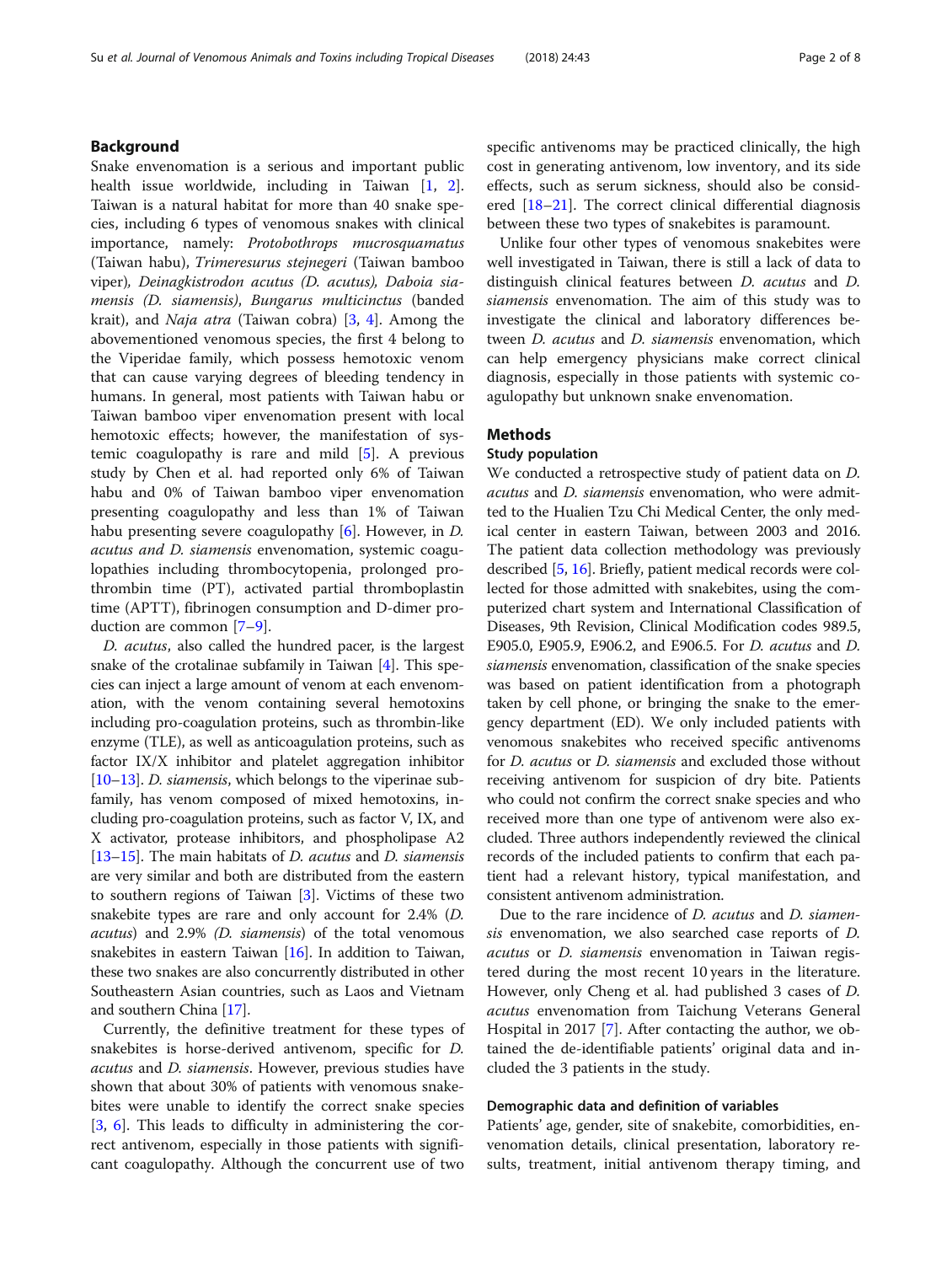## Background

Snake envenomation is a serious and important public health issue worldwide, including in Taiwan [1, 2]. Taiwan is a natural habitat for more than 40 snake species, including 6 types of venomous snakes with clinical importance, namely: *Protobothrops mucrosquamatus* (Taiwan habu), *Trimeresurus stejnegeri* (Taiwan bamboo viper), *Deinagkistrodon acutus (D. acutus), Daboia siamensis (D. siamensis), Bungarus multicinctus* (banded krait), and *Naja atra* (Taiwan cobra) [3, 4]. Among the abovementioned venomous species, the first 4 belong to the Viperidae family, which possess hemotoxic venom that can cause varying degrees of bleeding tendency in humans. In general, most patients with Taiwan habu or Taiwan bamboo viper envenomation present with local hemotoxic effects; however, the manifestation of systemic coagulopathy is rare and mild [5]. A previous study by Chen et al. had reported only 6% of Taiwan habu and 0% of Taiwan bamboo viper envenomation presenting coagulopathy and less than 1% of Taiwan habu presenting severe coagulopathy [6]. However, in *D. acutus and D. siamensis* envenomation, systemic coagulopathies including thrombocytopenia, prolonged prothrombin time (PT), activated partial thromboplastin time (APTT), fibrinogen consumption and D-dimer production are common [7–9].

*D. acutus*, also called the hundred pacer, is the largest snake of the crotalinae subfamily in Taiwan [4]. This species can inject a large amount of venom at each envenomation, with the venom containing several hemotoxins including pro-coagulation proteins, such as thrombin-like enzyme (TLE), as well as anticoagulation proteins, such as factor IX/X inhibitor and platelet aggregation inhibitor [10–13]. *D. siamensis*, which belongs to the viperinae subfamily, has venom composed of mixed hemotoxins, including pro-coagulation proteins, such as factor V, IX, and X activator, protease inhibitors, and phospholipase A2 [13–15]. The main habitats of *D. acutus* and *D. siamensis* are very similar and both are distributed from the eastern to southern regions of Taiwan [3]. Victims of these two snakebite types are rare and only account for 2.4% (*D. acutus*) and 2.9% *(D. siamensis)* of the total venomous snakebites in eastern Taiwan [16]. In addition to Taiwan, these two snakes are also concurrently distributed in other Southeastern Asian countries, such as Laos and Vietnam and southern China [17].

Currently, the definitive treatment for these types of snakebites is horse-derived antivenom, specific for *D. acutus* and *D. siamensis*. However, previous studies have shown that about 30% of patients with venomous snakebites were unable to identify the correct snake species [3, 6]. This leads to difficulty in administering the correct antivenom, especially in those patients with significant coagulopathy. Although the concurrent use of two specific antivenoms may be practiced clinically, the high cost in generating antivenom, low inventory, and its side effects, such as serum sickness, should also be considered [18–21]. The correct clinical differential diagnosis between these two types of snakebites is paramount.

Unlike four other types of venomous snakebites were well investigated in Taiwan, there is still a lack of data to distinguish clinical features between *D. acutus* and *D. siamensis* envenomation. The aim of this study was to investigate the clinical and laboratory differences between *D. acutus* and *D. siamensis* envenomation, which can help emergency physicians make correct clinical diagnosis, especially in those patients with systemic coagulopathy but unknown snake envenomation.

## Methods

### Study population

We conducted a retrospective study of patient data on *D. acutus* and *D. siamensis* envenomation, who were admitted to the Hualien Tzu Chi Medical Center, the only medical center in eastern Taiwan, between 2003 and 2016. The patient data collection methodology was previously described [5, 16]. Briefly, patient medical records were collected for those admitted with snakebites, using the computerized chart system and International Classification of Diseases, 9th Revision, Clinical Modification codes 989.5, E905.0, E905.9, E906.2, and E906.5. For *D. acutus* and *D. siamensis* envenomation, classification of the snake species was based on patient identification from a photograph taken by cell phone, or bringing the snake to the emergency department (ED). We only included patients with venomous snakebites who received specific antivenoms for *D. acutus* or *D. siamensis* and excluded those without receiving antivenom for suspicion of dry bite. Patients who could not confirm the correct snake species and who received more than one type of antivenom were also excluded. Three authors independently reviewed the clinical records of the included patients to confirm that each patient had a relevant history, typical manifestation, and consistent antivenom administration.

Due to the rare incidence of *D. acutus* and *D. siamensis* envenomation, we also searched case reports of *D. acutus* or *D. siamensis* envenomation in Taiwan registered during the most recent 10 years in the literature. However, only Cheng et al. had published 3 cases of *D. acutus* envenomation from Taichung Veterans General Hospital in 2017 [7]. After contacting the author, we obtained the de-identifiable patients' original data and included the 3 patients in the study.

### Demographic data and definition of variables

Patients' age, gender, site of snakebite, comorbidities, envenomation details, clinical presentation, laboratory results, treatment, initial antivenom therapy timing, and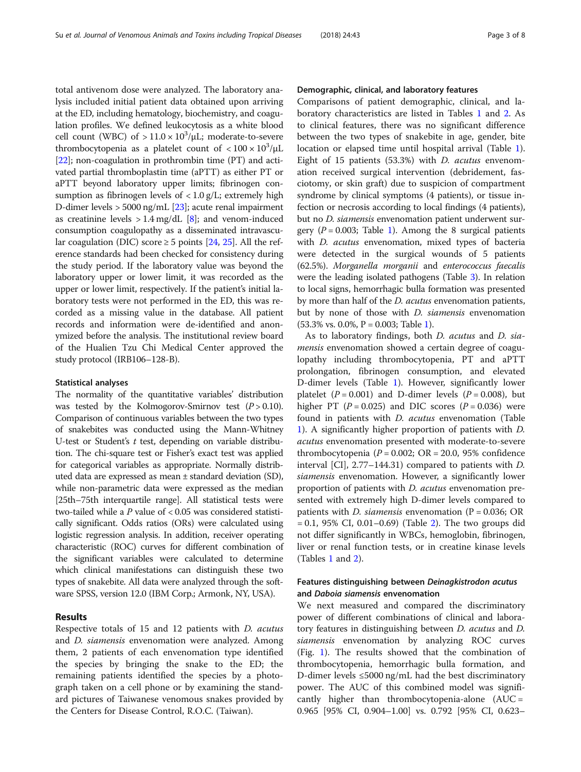total antivenom dose were analyzed. The laboratory analysis included initial patient data obtained upon arriving at the ED, including hematology, biochemistry, and coagulation profiles. We defined leukocytosis as a white blood cell count (WBC) of $> 11.0 \times 10^3/\mu L$; moderate-to-severe thrombocytopenia as a platelet count of $< 100 \times 10^3/\mu L$ [22]; non-coagulation in prothrombin time (PT) and activated partial thromboplastin time (aPTT) as either PT or aPTT beyond laboratory upper limits; fibrinogen consumption as fibrinogen levels of < 1.0 g/L; extremely high D-dimer levels > 5000 ng/mL [23]; acute renal impairment as creatinine levels > 1.4 mg/dL [8]; and venom-induced consumption coagulopathy as a disseminated intravascular coagulation (DIC) score ≥ 5 points [24, 25]. All the reference standards had been checked for consistency during the study period. If the laboratory value was beyond the laboratory upper or lower limit, it was recorded as the upper or lower limit, respectively. If the patient's initial laboratory tests were not performed in the ED, this was recorded as a missing value in the database. All patient records and information were de-identified and anonymized before the analysis. The institutional review board of the Hualien Tzu Chi Medical Center approved the study protocol (IRB106–128-B).

### Statistical analyses

The normality of the quantitative variables' distribution was tested by the Kolmogorov-Smirnov test ($P > 0.10$). Comparison of continuous variables between the two types of snakebites was conducted using the Mann-Whitney U-test or Student's *t* test, depending on variable distribution. The chi-square test or Fisher's exact test was applied for categorical variables as appropriate. Normally distributed data are expressed as mean ± standard deviation (SD), while non-parametric data were expressed as the median [25th–75th interquartile range]. All statistical tests were two-tailed while a *P* value of < 0.05 was considered statistically significant. Odds ratios (ORs) were calculated using logistic regression analysis. In addition, receiver operating characteristic (ROC) curves for different combination of the significant variables were calculated to determine which clinical manifestations can distinguish these two types of snakebite. All data were analyzed through the software SPSS, version 12.0 (IBM Corp.; Armonk, NY, USA).

## Results

Respective totals of 15 and 12 patients with *D. acutus* and *D. siamensis* envenomation were analyzed. Among them, 2 patients of each envenomation type identified the species by bringing the snake to the ED; the remaining patients identified the species by a photograph taken on a cell phone or by examining the standard pictures of Taiwanese venomous snakes provided by the Centers for Disease Control, R.O.C. (Taiwan).

### Demographic, clinical, and laboratory features

Comparisons of patient demographic, clinical, and laboratory characteristics are listed in Tables 1 and 2. As to clinical features, there was no significant difference between the two types of snakebite in age, gender, bite location or elapsed time until hospital arrival (Table 1). Eight of 15 patients (53.3%) with *D. acutus* envenomation received surgical intervention (debridement, fasciotomy, or skin graft) due to suspicion of compartment syndrome by clinical symptoms (4 patients), or tissue infection or necrosis according to local findings (4 patients), but no *D. siamensis* envenomation patient underwent surgery ($P = 0.003$; Table 1). Among the 8 surgical patients with *D. acutus* envenomation, mixed types of bacteria were detected in the surgical wounds of 5 patients (62.5%). *Morganella morganii* and *enterococcus faecalis* were the leading isolated pathogens (Table 3). In relation to local signs, hemorrhagic bulla formation was presented by more than half of the *D. acutus* envenomation patients, but by none of those with *D. siamensis* envenomation (53.3% vs. 0.0%, P = 0.003; Table 1).

As to laboratory findings, both *D. acutus* and *D. siamensis* envenomation showed a certain degree of coagulopathy including thrombocytopenia, PT and aPTT prolongation, fibrinogen consumption, and elevated D-dimer levels (Table 1). However, significantly lower platelet ($P = 0.001$) and D-dimer levels ($P = 0.008$), but higher PT ($P = 0.025$) and DIC scores ($P = 0.036$) were found in patients with *D. acutus* envenomation (Table 1). A significantly higher proportion of patients with *D. acutus* envenomation presented with moderate-to-severe thrombocytopenia ($P = 0.002$; OR = 20.0, 95% confidence interval [CI], 2.77–144.31) compared to patients with *D. siamensis* envenomation. However, a significantly lower proportion of patients with *D. acutus* envenomation presented with extremely high D-dimer levels compared to patients with *D. siamensis* envenomation (P = 0.036; OR = 0.1, 95% CI, 0.01–0.69) (Table 2). The two groups did not differ significantly in WBCs, hemoglobin, fibrinogen, liver or renal function tests, or in creatine kinase levels (Tables 1 and 2).

### Features distinguishing between *Deinagkistrodon acutus* and *Daboia siamensis* envenomation

We next measured and compared the discriminatory power of different combinations of clinical and laboratory features in distinguishing between *D. acutus* and *D. siamensis* envenomation by analyzing ROC curves (Fig. 1). The results showed that the combination of thrombocytopenia, hemorrhagic bulla formation, and D-dimer levels ≤5000 ng/mL had the best discriminatory power. The AUC of this combined model was significantly higher than thrombocytopenia-alone (AUC = 0.965 [95% CI, 0.904–1.00] vs. 0.792 [95% CI, 0.623–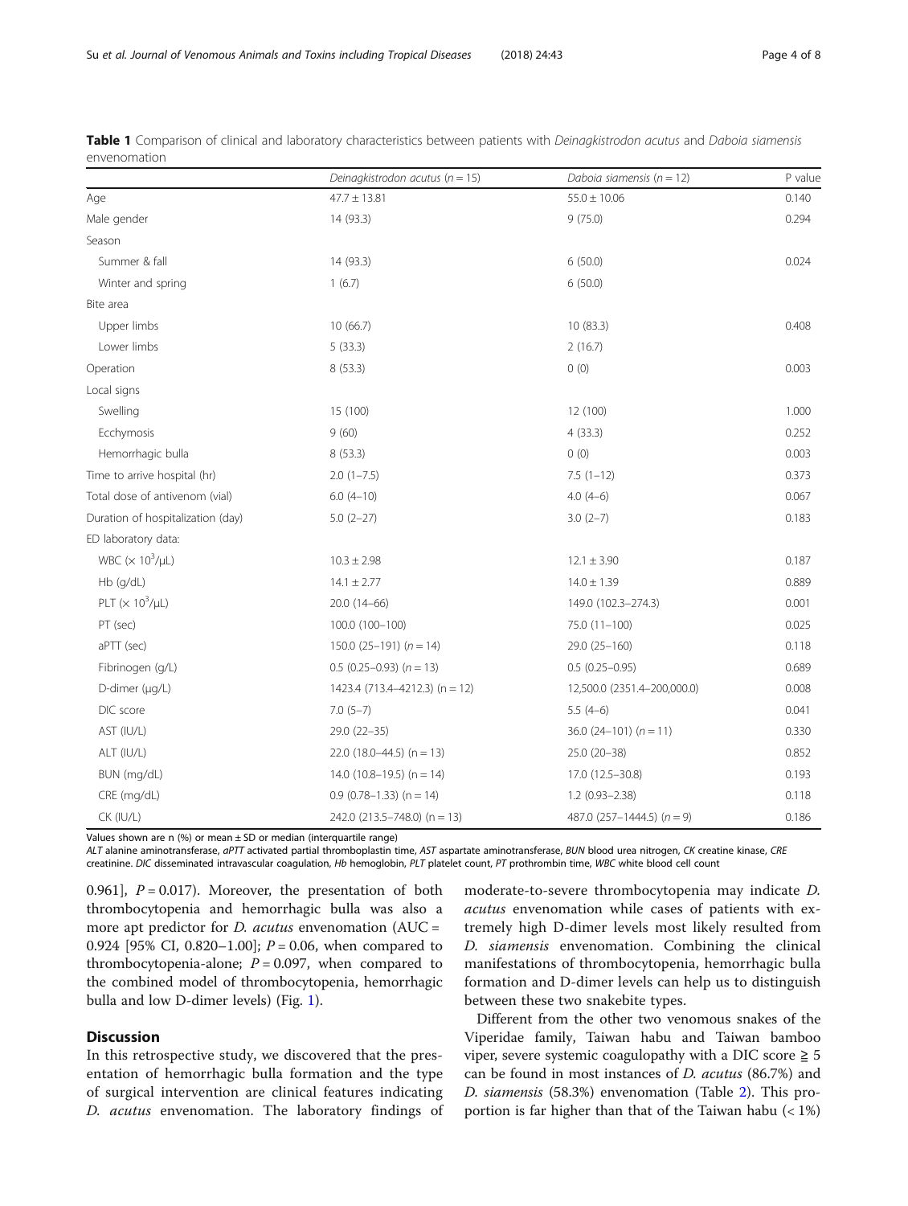**Table 1** Comparison of clinical and laboratory characteristics between patients with *Deinagkistrodon acutus* and *Daboia siamensis* envenomation

| | *Deinagkistrodon acutus* ($n = 15$) | *Daboia siamensis* ($n = 12$) | P value |
|---|---|---|---|
| Age | 47.7 ± 13.81 | 55.0 ± 10.06 | 0.140 |
| Male gender | 14 (93.3) | 9 (75.0) | 0.294 |
| Season | | | |
| Summer & fall | 14 (93.3) | 6 (50.0) | 0.024 |
| Winter and spring | 1 (6.7) | 6 (50.0) | |
| Bite area | | | |
| Upper limbs | 10 (66.7) | 10 (83.3) | 0.408 |
| Lower limbs | 5 (33.3) | 2 (16.7) | |
| Operation | 8 (53.3) | 0 (0) | 0.003 |
| Local signs | | | |
| Swelling | 15 (100) | 12 (100) | 1.000 |
| Ecchymosis | 9 (60) | 4 (33.3) | 0.252 |
| Hemorrhagic bulla | 8 (53.3) | 0 (0) | 0.003 |
| Time to arrive hospital (hr) | 2.0 (1–7.5) | 7.5 (1–12) | 0.373 |
| Total dose of antivenom (vial) | 6.0 (4–10) | 4.0 (4–6) | 0.067 |
| Duration of hospitalization (day) | 5.0 (2–27) | 3.0 (2–7) | 0.183 |
| ED laboratory data: | | | |
| WBC ($\times 10^3$/μL) | 10.3 ± 2.98 | 12.1 ± 3.90 | 0.187 |
| Hb (g/dL) | 14.1 ± 2.77 | 14.0 ± 1.39 | 0.889 |
| PLT ($\times 10^3$/μL) | 20.0 (14–66) | 149.0 (102.3–274.3) | 0.001 |
| PT (sec) | 100.0 (100–100) | 75.0 (11–100) | 0.025 |
| aPTT (sec) | 150.0 (25–191) ($n = 14$) | 29.0 (25–160) | 0.118 |
| Fibrinogen (g/L) | 0.5 (0.25–0.93) ($n = 13$) | 0.5 (0.25–0.95) | 0.689 |
| D-dimer (μg/L) | 1423.4 (713.4–4212.3) (n = 12) | 12,500.0 (2351.4–200,000.0) | 0.008 |
| DIC score | 7.0 (5–7) | 5.5 (4–6) | 0.041 |
| AST (IU/L) | 29.0 (22–35) | 36.0 (24–101) ($n = 11$) | 0.330 |
| ALT (IU/L) | 22.0 (18.0–44.5) (n = 13) | 25.0 (20–38) | 0.852 |
| BUN (mg/dL) | 14.0 (10.8–19.5) (n = 14) | 17.0 (12.5–30.8) | 0.193 |
| CRE (mg/dL) | 0.9 (0.78–1.33) (n = 14) | 1.2 (0.93–2.38) | 0.118 |
| CK (IU/L) | 242.0 (213.5–748.0) (n = 13) | 487.0 (257–1444.5) ($n = 9$) | 0.186 |

Values shown are n (%) or mean ± SD or median (interquartile range)

*ALT* alanine aminotransferase, *aPTT* activated partial thromboplastin time, *AST* aspartate aminotransferase, *BUN* blood urea nitrogen, *CK* creatine kinase, *CRE* creatinine. *DIC* disseminated intravascular coagulation, *Hb* hemoglobin, *PLT* platelet count, *PT* prothrombin time, *WBC* white blood cell count

0.961], $P = 0.017$). Moreover, the presentation of both thrombocytopenia and hemorrhagic bulla was also a more apt predictor for *D. acutus* envenomation (AUC = 0.924 [95% CI, 0.820–1.00]; $P = 0.06$, when compared to thrombocytopenia-alone; $P = 0.097$, when compared to the combined model of thrombocytopenia, hemorrhagic bulla and low D-dimer levels) (Fig. 1).

## Discussion

In this retrospective study, we discovered that the presentation of hemorrhagic bulla formation and the type of surgical intervention are clinical features indicating *D. acutus* envenomation. The laboratory findings of moderate-to-severe thrombocytopenia may indicate *D. acutus* envenomation while cases of patients with extremely high D-dimer levels most likely resulted from *D. siamensis* envenomation. Combining the clinical manifestations of thrombocytopenia, hemorrhagic bulla formation and D-dimer levels can help us to distinguish between these two snakebite types.

Different from the other two venomous snakes of the Viperidae family, Taiwan habu and Taiwan bamboo viper, severe systemic coagulopathy with a DIC score ≧ 5 can be found in most instances of *D. acutus* (86.7%) and *D. siamensis* (58.3%) envenomation (Table 2). This proportion is far higher than that of the Taiwan habu (< 1%)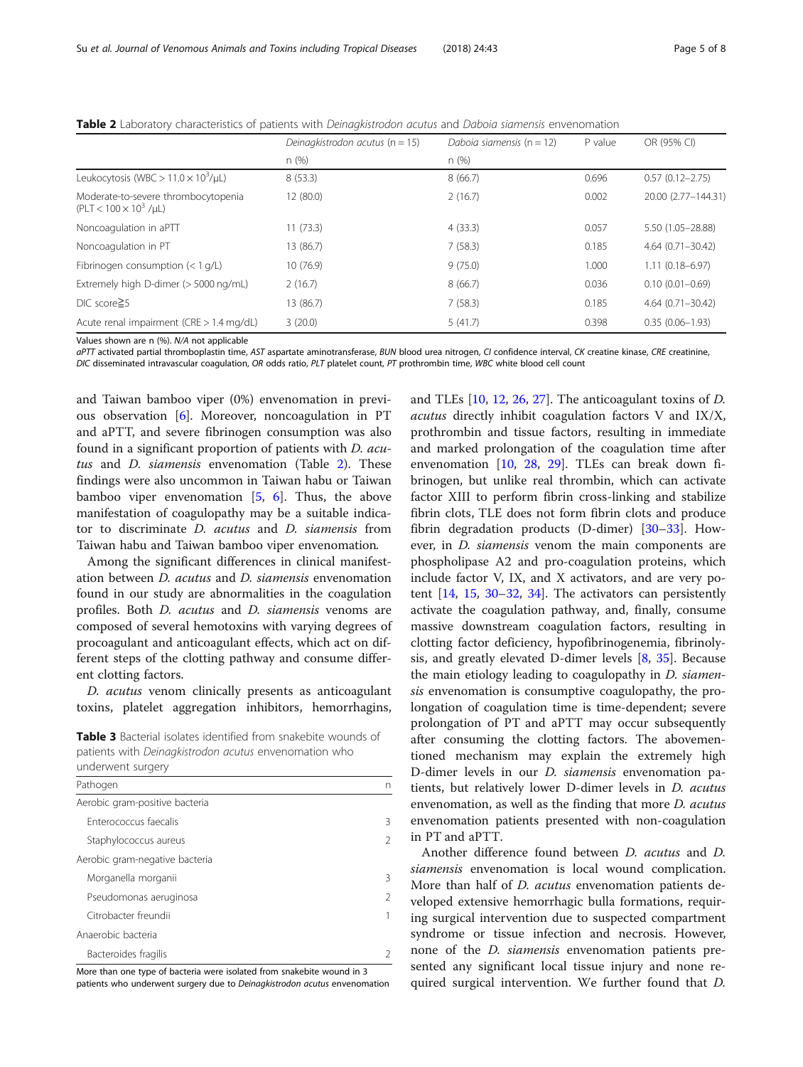**Table 2** Laboratory characteristics of patients with *Deinagkistrodon acutus* and *Daboia siamensis* envenomation

| | *Deinagkistrodon acutus* (n = 15) | *Daboia siamensis* (n = 12) | P value | OR (95% CI) |
|---|---|---|---|---|
| | n (%) | n (%) | | |
| Leukocytosis (WBC > $11.0 \times 10^3$/μL) | 8 (53.3) | 8 (66.7) | 0.696 | 0.57 (0.12–2.75) |
| Moderate-to-severe thrombocytopenia (PLT < $100 \times 10^3$ /μL) | 12 (80.0) | 2 (16.7) | 0.002 | 20.00 (2.77–144.31) |
| Noncoagulation in aPTT | 11 (73.3) | 4 (33.3) | 0.057 | 5.50 (1.05–28.88) |
| Noncoagulation in PT | 13 (86.7) | 7 (58.3) | 0.185 | 4.64 (0.71–30.42) |
| Fibrinogen consumption (< 1 g/L) | 10 (76.9) | 9 (75.0) | 1.000 | 1.11 (0.18–6.97) |
| Extremely high D-dimer (> 5000 ng/mL) | 2 (16.7) | 8 (66.7) | 0.036 | 0.10 (0.01–0.69) |
| DIC score≧5 | 13 (86.7) | 7 (58.3) | 0.185 | 4.64 (0.71–30.42) |
| Acute renal impairment (CRE > 1.4 mg/dL) | 3 (20.0) | 5 (41.7) | 0.398 | 0.35 (0.06–1.93) |

Values shown are n (%). *N/A* not applicable

*aPTT* activated partial thromboplastin time, *AST* aspartate aminotransferase, *BUN* blood urea nitrogen, *CI* confidence interval, *CK* creatine kinase, *CRE* creatinine, *DIC* disseminated intravascular coagulation, *OR* odds ratio, *PLT* platelet count, *PT* prothrombin time, *WBC* white blood cell count

and Taiwan bamboo viper (0%) envenomation in previous observation [6]. Moreover, noncoagulation in PT and aPTT, and severe fibrinogen consumption was also found in a significant proportion of patients with *D. acutus* and *D. siamensis* envenomation (Table 2). These findings were also uncommon in Taiwan habu or Taiwan bamboo viper envenomation [5, 6]. Thus, the above manifestation of coagulopathy may be a suitable indicator to discriminate *D. acutus* and *D. siamensis* from Taiwan habu and Taiwan bamboo viper envenomation.

Among the significant differences in clinical manifestation between *D. acutus* and *D. siamensis* envenomation found in our study are abnormalities in the coagulation profiles. Both *D. acutus* and *D. siamensis* venoms are composed of several hemotoxins with varying degrees of procoagulant and anticoagulant effects, which act on different steps of the clotting pathway and consume different clotting factors.

*D. acutus* venom clinically presents as anticoagulant toxins, platelet aggregation inhibitors, hemorrhagins, and TLEs [10, 12, 26, 27]. The anticoagulant toxins of *D. acutus* directly inhibit coagulation factors V and IX/X, prothrombin and tissue factors, resulting in immediate and marked prolongation of the coagulation time after envenomation [10, 28, 29]. TLEs can break down fibrinogen, but unlike real thrombin, which can activate factor XIII to perform fibrin cross-linking and stabilize fibrin clots, TLE does not form fibrin clots and produce fibrin degradation products (D-dimer) [30–33]. However, in *D. siamensis* venom the main components are phospholipase A2 and pro-coagulation proteins, which include factor V, IX, and X activators, and are very potent [14, 15, 30–32, 34]. The activators can persistently activate the coagulation pathway, and, finally, consume massive downstream coagulation factors, resulting in clotting factor deficiency, hypofibrinogenemia, fibrinolysis, and greatly elevated D-dimer levels [8, 35]. Because the main etiology leading to coagulopathy in *D. siamensis* envenomation is consumptive coagulopathy, the prolongation of coagulation time is time-dependent; severe prolongation of PT and aPTT may occur subsequently after consuming the clotting factors. The abovementioned mechanism may explain the extremely high D-dimer levels in our *D. siamensis* envenomation patients, but relatively lower D-dimer levels in *D. acutus* envenomation, as well as the finding that more *D. acutus* envenomation patients presented with non-coagulation in PT and aPTT.

Another difference found between *D. acutus* and *D. siamensis* envenomation is local wound complication. More than half of *D. acutus* envenomation patients developed extensive hemorrhagic bulla formations, requiring surgical intervention due to suspected compartment syndrome or tissue infection and necrosis. However, none of the *D. siamensis* envenomation patients presented any significant local tissue injury and none required surgical intervention. We further found that *D.*

**Table 3** Bacterial isolates identified from snakebite wounds of patients with *Deinagkistrodon acutus* envenomation who underwent surgery

| Pathogen | n |
|---|---|
| Aerobic gram-positive bacteria | |
| Enterococcus faecalis | 3 |
| Staphylococcus aureus | 2 |
| Aerobic gram-negative bacteria | |
| Morganella morganii | 3 |
| Pseudomonas aeruginosa | 2 |
| Citrobacter freundii | 1 |
| Anaerobic bacteria | |
| Bacteroides fragilis | 2 |

More than one type of bacteria were isolated from snakebite wound in 3 patients who underwent surgery due to *Deinagkistrodon acutus* envenomation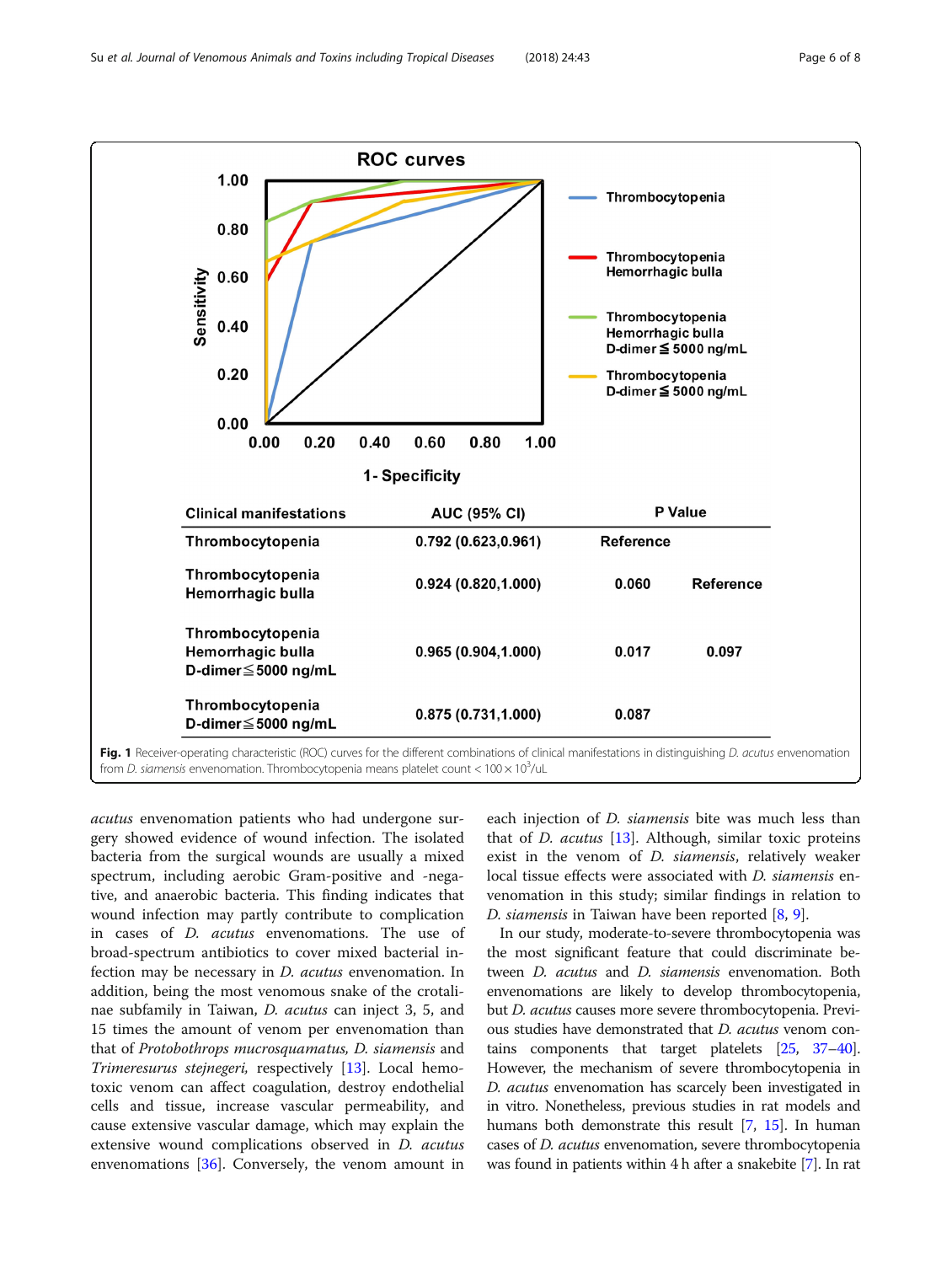| Clinical manifestations | AUC (95% CI) | P Value | |
|---|---|---|---|
| Thrombocytopenia | 0.792 (0.623,0.961) | Reference | |
| Thrombocytopenia Hemorrhagic bulla | 0.924 (0.820,1.000) | 0.060 | Reference |
| Thrombocytopenia Hemorrhagic bulla D-dimer≦5000 ng/mL | 0.965 (0.904,1.000) | 0.017 | 0.097 |
| Thrombocytopenia D-dimer≦5000 ng/mL | 0.875 (0.731,1.000) | 0.087 | |

**Fig. 1** Receiver-operating characteristic (ROC) curves for the different combinations of clinical manifestations in distinguishing *D. acutus* envenomation from *D. siamensis* envenomation. Thrombocytopenia means platelet count < $100 \times 10^3$/uL

*acutus* envenomation patients who had undergone surgery showed evidence of wound infection. The isolated bacteria from the surgical wounds are usually a mixed spectrum, including aerobic Gram-positive and -negative, and anaerobic bacteria. This finding indicates that wound infection may partly contribute to complication in cases of *D. acutus* envenomations. The use of broad-spectrum antibiotics to cover mixed bacterial infection may be necessary in *D. acutus* envenomation. In addition, being the most venomous snake of the crotalinae subfamily in Taiwan, *D. acutus* can inject 3, 5, and 15 times the amount of venom per envenomation than that of *Protobothrops mucrosquamatus, D. siamensis* and *Trimeresurus stejnegeri*, respectively [13]. Local hemotoxic venom can affect coagulation, destroy endothelial cells and tissue, increase vascular permeability, and cause extensive vascular damage, which may explain the extensive wound complications observed in *D. acutus* envenomations [36]. Conversely, the venom amount in each injection of *D. siamensis* bite was much less than that of *D. acutus* [13]. Although, similar toxic proteins exist in the venom of *D. siamensis*, relatively weaker local tissue effects were associated with *D. siamensis* envenomation in this study; similar findings in relation to *D. siamensis* in Taiwan have been reported [8, 9].

In our study, moderate-to-severe thrombocytopenia was the most significant feature that could discriminate between *D. acutus* and *D. siamensis* envenomation. Both envenomations are likely to develop thrombocytopenia, but *D. acutus* causes more severe thrombocytopenia. Previous studies have demonstrated that *D. acutus* venom contains components that target platelets [25, 37–40]. However, the mechanism of severe thrombocytopenia in *D. acutus* envenomation has scarcely been investigated in in vitro. Nonetheless, previous studies in rat models and humans both demonstrate this result [7, 15]. In human cases of *D. acutus* envenomation, severe thrombocytopenia was found in patients within 4 h after a snakebite [7]. In rat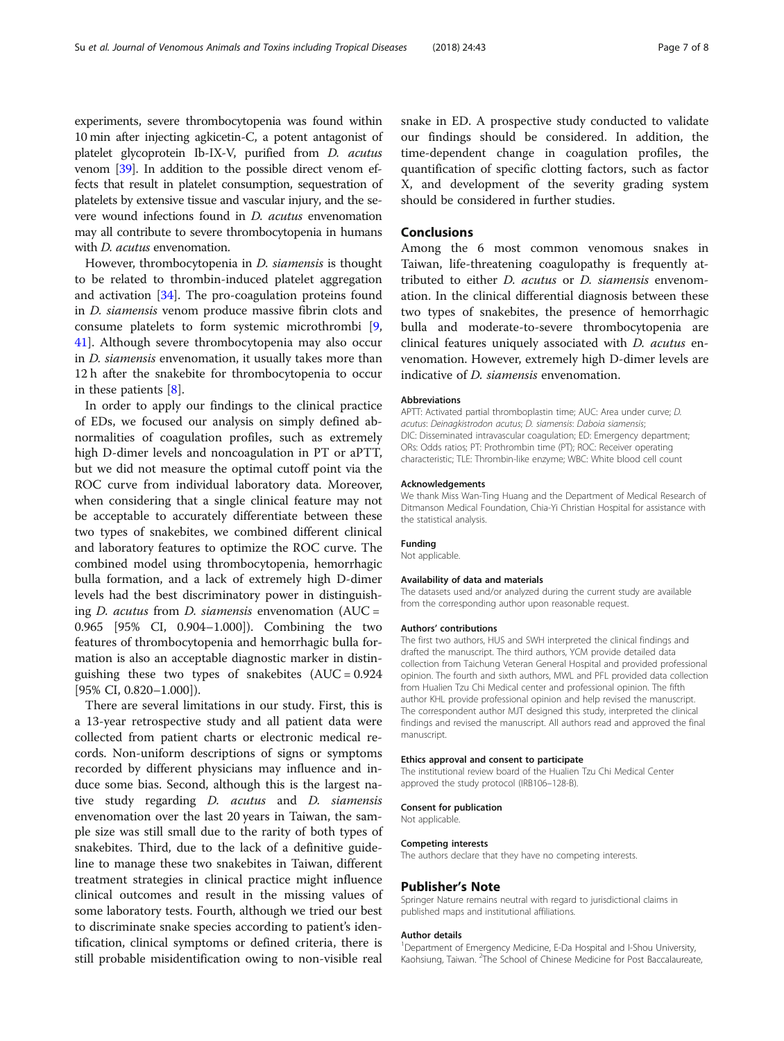experiments, severe thrombocytopenia was found within 10 min after injecting agkicetin-C, a potent antagonist of platelet glycoprotein Ib-IX-V, purified from *D. acutus* venom [39]. In addition to the possible direct venom effects that result in platelet consumption, sequestration of platelets by extensive tissue and vascular injury, and the severe wound infections found in *D. acutus* envenomation may all contribute to severe thrombocytopenia in humans with *D. acutus* envenomation.

However, thrombocytopenia in *D. siamensis* is thought to be related to thrombin-induced platelet aggregation and activation [34]. The pro-coagulation proteins found in *D. siamensis* venom produce massive fibrin clots and consume platelets to form systemic microthrombi [9, 41]. Although severe thrombocytopenia may also occur in *D. siamensis* envenomation, it usually takes more than 12 h after the snakebite for thrombocytopenia to occur in these patients [8].

In order to apply our findings to the clinical practice of EDs, we focused our analysis on simply defined abnormalities of coagulation profiles, such as extremely high D-dimer levels and noncoagulation in PT or aPTT, but we did not measure the optimal cutoff point via the ROC curve from individual laboratory data. Moreover, when considering that a single clinical feature may not be acceptable to accurately differentiate between these two types of snakebites, we combined different clinical and laboratory features to optimize the ROC curve. The combined model using thrombocytopenia, hemorrhagic bulla formation, and a lack of extremely high D-dimer levels had the best discriminatory power in distinguishing *D. acutus* from *D. siamensis* envenomation (AUC = 0.965 [95% CI, 0.904–1.000]). Combining the two features of thrombocytopenia and hemorrhagic bulla formation is also an acceptable diagnostic marker in distinguishing these two types of snakebites (AUC = 0.924 [95% CI, 0.820–1.000]).

There are several limitations in our study. First, this is a 13-year retrospective study and all patient data were collected from patient charts or electronic medical records. Non-uniform descriptions of signs or symptoms recorded by different physicians may influence and induce some bias. Second, although this is the largest native study regarding *D. acutus* and *D. siamensis* envenomation over the last 20 years in Taiwan, the sample size was still small due to the rarity of both types of snakebites. Third, due to the lack of a definitive guideline to manage these two snakebites in Taiwan, different treatment strategies in clinical practice might influence clinical outcomes and result in the missing values of some laboratory tests. Fourth, although we tried our best to discriminate snake species according to patient's identification, clinical symptoms or defined criteria, there is still probable misidentification owing to non-visible real snake in ED. A prospective study conducted to validate our findings should be considered. In addition, the time-dependent change in coagulation profiles, the quantification of specific clotting factors, such as factor X, and development of the severity grading system should be considered in further studies.

## Conclusions

Among the 6 most common venomous snakes in Taiwan, life-threatening coagulopathy is frequently attributed to either *D. acutus* or *D. siamensis* envenomation. In the clinical differential diagnosis between these two types of snakebites, the presence of hemorrhagic bulla and moderate-to-severe thrombocytopenia are clinical features uniquely associated with *D. acutus* envenomation. However, extremely high D-dimer levels are indicative of *D. siamensis* envenomation.

#### Abbreviations

APTT: Activated partial thromboplastin time; AUC: Area under curve; *D. acutus*: *Deinagkistrodon acutus*; *D. siamensis*: *Daboia siamensis*; DIC: Disseminated intravascular coagulation; ED: Emergency department; ORs: Odds ratios; PT: Prothrombin time (PT); ROC: Receiver operating characteristic; TLE: Thrombin-like enzyme; WBC: White blood cell count

#### Acknowledgements

We thank Miss Wan-Ting Huang and the Department of Medical Research of Ditmanson Medical Foundation, Chia-Yi Christian Hospital for assistance with the statistical analysis.

#### Funding

Not applicable.

#### Availability of data and materials

The datasets used and/or analyzed during the current study are available from the corresponding author upon reasonable request.

#### Authors' contributions

The first two authors, HUS and SWH interpreted the clinical findings and drafted the manuscript. The third authors, YCM provide detailed data collection from Taichung Veteran General Hospital and provided professional opinion. The fourth and sixth authors, MWL and PFL provided data collection from Hualien Tzu Chi Medical center and professional opinion. The fifth author KHL provide professional opinion and help revised the manuscript. The correspondent author MJT designed this study, interpreted the clinical findings and revised the manuscript. All authors read and approved the final manuscript.

#### Ethics approval and consent to participate

The institutional review board of the Hualien Tzu Chi Medical Center approved the study protocol (IRB106–128-B).

#### Consent for publication

Not applicable.

#### Competing interests

The authors declare that they have no competing interests.

## Publisher's Note

Springer Nature remains neutral with regard to jurisdictional claims in published maps and institutional affiliations.

#### Author details

[1]Department of Emergency Medicine, E-Da Hospital and I-Shou University, Kaohsiung, Taiwan. [2]The School of Chinese Medicine for Post Baccalaureate,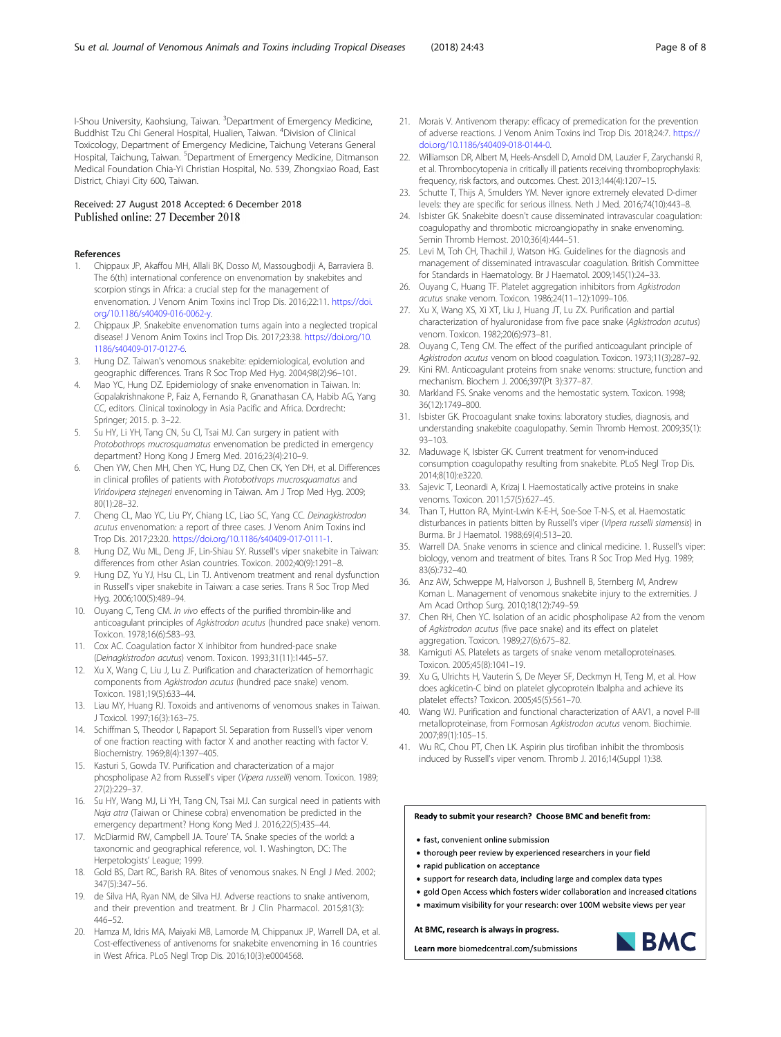I-Shou University, Kaohsiung, Taiwan. [3]Department of Emergency Medicine, Buddhist Tzu Chi General Hospital, Hualien, Taiwan. [4]Division of Clinical Toxicology, Department of Emergency Medicine, Taichung Veterans General Hospital, Taichung, Taiwan. [5]Department of Emergency Medicine, Ditmanson Medical Foundation Chia-Yi Christian Hospital, No. 539, Zhongxiao Road, East District, Chiayi City 600, Taiwan.

Received: 27 August 2018 Accepted: 6 December 2018
Published online: 27 December 2018

## References

1. Chippaux JP, Akaffou MH, Allali BK, Dosso M, Massougbodji A, Barraviera B. The 6(th) international conference on envenomation by snakebites and scorpion stings in Africa: a crucial step for the management of envenomation. J Venom Anim Toxins incl Trop Dis. 2016;22:11. https://doi.org/10.1186/s40409-016-0062-y.
2. Chippaux JP. Snakebite envenomation turns again into a neglected tropical disease! J Venom Anim Toxins incl Trop Dis. 2017;23:38. https://doi.org/10.1186/s40409-017-0127-6.
3. Hung DZ. Taiwan's venomous snakebite: epidemiological, evolution and geographic differences. Trans R Soc Trop Med Hyg. 2004;98(2):96–101.
4. Mao YC, Hung DZ. Epidemiology of snake envenomation in Taiwan. In: Gopalakrishnakone P, Faiz A, Fernando R, Gnanathasan CA, Habib AG, Yang CC, editors. Clinical toxinology in Asia Pacific and Africa. Dordrecht: Springer; 2015. p. 3–22.
5. Su HY, Li YH, Tang CN, Su CI, Tsai MJ. Can surgery in patient with *Protobothrops mucrosquamatus* envenomation be predicted in emergency department? Hong Kong J Emerg Med. 2016;23(4):210–9.
6. Chen YW, Chen MH, Chen YC, Hung DZ, Chen CK, Yen DH, et al. Differences in clinical profiles of patients with *Protobothrops mucrosquamatus* and *Viridovipera stejnegeri* envenoming in Taiwan. Am J Trop Med Hyg. 2009;80(1):28–32.
7. Cheng CL, Mao YC, Liu PY, Chiang LC, Liao SC, Yang CC. *Deinagkistrodon acutus* envenomation: a report of three cases. J Venom Anim Toxins incl Trop Dis. 2017;23:20. https://doi.org/10.1186/s40409-017-0111-1.
8. Hung DZ, Wu ML, Deng JF, Lin-Shiau SY. Russell's viper snakebite in Taiwan: differences from other Asian countries. Toxicon. 2002;40(9):1291–8.
9. Hung DZ, Yu YJ, Hsu CL, Lin TJ. Antivenom treatment and renal dysfunction in Russell's viper snakebite in Taiwan: a case series. Trans R Soc Trop Med Hyg. 2006;100(5):489–94.
10. Ouyang C, Teng CM. *In vivo* effects of the purified thrombin-like and anticoagulant principles of *Agkistrodon acutus* (hundred pace snake) venom. Toxicon. 1978;16(6):583–93.
11. Cox AC. Coagulation factor X inhibitor from hundred-pace snake (*Deinagkistrodon acutus*) venom. Toxicon. 1993;31(11):1445–57.
12. Xu X, Wang C, Liu J, Lu Z. Purification and characterization of hemorrhagic components from *Agkistrodon acutus* (hundred pace snake) venom. Toxicon. 1981;19(5):633–44.
13. Liau MY, Huang RJ. Toxoids and antivenoms of venomous snakes in Taiwan. J Toxicol. 1997;16(3):163–75.
14. Schiffman S, Theodor I, Rapaport SI. Separation from Russell's viper venom of one fraction reacting with factor X and another reacting with factor V. Biochemistry. 1969;8(4):1397–405.
15. Kasturi S, Gowda TV. Purification and characterization of a major phospholipase A2 from Russell's viper (*Vipera russelli*) venom. Toxicon. 1989;27(2):229–37.
16. Su HY, Wang MJ, Li YH, Tang CN, Tsai MJ. Can surgical need in patients with *Naja atra* (Taiwan or Chinese cobra) envenomation be predicted in the emergency department? Hong Kong Med J. 2016;22(5):435–44.
17. McDiarmid RW, Campbell JA. Toure' TA. Snake species of the world: a taxonomic and geographical reference, vol. 1. Washington, DC: The Herpetologists' League; 1999.
18. Gold BS, Dart RC, Barish RA. Bites of venomous snakes. N Engl J Med. 2002;347(5):347–56.
19. de Silva HA, Ryan NM, de Silva HJ. Adverse reactions to snake antivenom, and their prevention and treatment. Br J Clin Pharmacol. 2015;81(3):446–52.
20. Hamza M, Idris MA, Maiyaki MB, Lamorde M, Chippaux JP, Warrell DA, et al. Cost-effectiveness of antivenoms for snakebite envenoming in 16 countries in West Africa. PLoS Negl Trop Dis. 2016;10(3):e0004568.
21. Morais V. Antivenom therapy: efficacy of premedication for the prevention of adverse reactions. J Venom Anim Toxins incl Trop Dis. 2018;24:7. https://doi.org/10.1186/s40409-018-0144-0.
22. Williamson DR, Albert M, Heels-Ansdell D, Arnold DM, Lauzier F, Zarychanski R, et al. Thrombocytopenia in critically ill patients receiving thromboprophylaxis: frequency, risk factors, and outcomes. Chest. 2013;144(4):1207–15.
23. Schutte T, Thijs A, Smulders YM. Never ignore extremely elevated D-dimer levels: they are specific for serious illness. Neth J Med. 2016;74(10):443–8.
24. Isbister GK. Snakebite doesn't cause disseminated intravascular coagulation: coagulopathy and thrombotic microangiopathy in snake envenoming. Semin Thromb Hemost. 2010;36(4):444–51.
25. Levi M, Toh CH, Thachil J, Watson HG. Guidelines for the diagnosis and management of disseminated intravascular coagulation. British Committee for Standards in Haematology. Br J Haematol. 2009;145(1):24–33.
26. Ouyang C, Huang TF. Platelet aggregation inhibitors from *Agkistrodon acutus* snake venom. Toxicon. 1986;24(11–12):1099–106.
27. Xu X, Wang XS, Xi XT, Liu J, Huang JT, Lu ZX. Purification and partial characterization of hyaluronidase from five pace snake (*Agkistrodon acutus*) venom. Toxicon. 1982;20(6):973–81.
28. Ouyang C, Teng CM. The effect of the purified anticoagulant principle of *Agkistrodon acutus* venom on blood coagulation. Toxicon. 1973;11(3):287–92.
29. Kini RM. Anticoagulant proteins from snake venoms: structure, function and mechanism. Biochem J. 2006;397(Pt 3):377–87.
30. Markland FS. Snake venoms and the hemostatic system. Toxicon. 1998;36(12):1749–800.
31. Isbister GK. Procoagulant snake toxins: laboratory studies, diagnosis, and understanding snakebite coagulopathy. Semin Thromb Hemost. 2009;35(1):93–103.
32. Maduwage K, Isbister GK. Current treatment for venom-induced consumption coagulopathy resulting from snakebite. PLoS Negl Trop Dis. 2014;8(10):e3220.
33. Sajevic T, Leonardi A, Krizaj I. Haemostatically active proteins in snake venoms. Toxicon. 2011;57(5):627–45.
34. Than T, Hutton RA, Myint-Lwin K-E-H, Soe-Soe T-N-S, et al. Haemostatic disturbances in patients bitten by Russell's viper (*Vipera russelli siamensis*) in Burma. Br J Haematol. 1988;69(4):513–20.
35. Warrell DA. Snake venoms in science and clinical medicine. 1. Russell's viper: biology, venom and treatment of bites. Trans R Soc Trop Med Hyg. 1989;83(6):732–40.
36. Anz AW, Schweppe M, Halvorson J, Bushnell B, Sternberg M, Andrew Koman L. Management of venomous snakebite injury to the extremities. J Am Acad Orthop Surg. 2010;18(12):749–59.
37. Chen RH, Chen YC. Isolation of an acidic phospholipase A2 from the venom of *Agkistrodon acutus* (five pace snake) and its effect on platelet aggregation. Toxicon. 1989;27(6):675–82.
38. Kamiguti AS. Platelets as targets of snake venom metalloproteinases. Toxicon. 2005;45(8):1041–19.
39. Xu G, Ulrichts H, Vauterin S, De Meyer SF, Deckmyn H, Teng M, et al. How does agkicetin-C bind on platelet glycoprotein Ibalpha and achieve its platelet effects? Toxicon. 2005;45(5):561–70.
40. Wang WJ. Purification and functional characterization of AAV1, a novel P-III metalloproteinase, from Formosan *Agkistrodon acutus* venom. Biochimie. 2007;89(1):105–15.
41. Wu RC, Chou PT, Chen LK. Aspirin plus tirofiban inhibit the thrombosis induced by Russell's viper venom. Thromb J. 2016;14(Suppl 1):38.

**Ready to submit your research? Choose BMC and benefit from:**

- fast, convenient online submission
- thorough peer review by experienced researchers in your field
- rapid publication on acceptance
- support for research data, including large and complex data types
- gold Open Access which fosters wider collaboration and increased citations
- maximum visibility for your research: over 100M website views per year

**At BMC, research is always in progress.**

**Learn more** biomedcentral.com/submissions

BMC